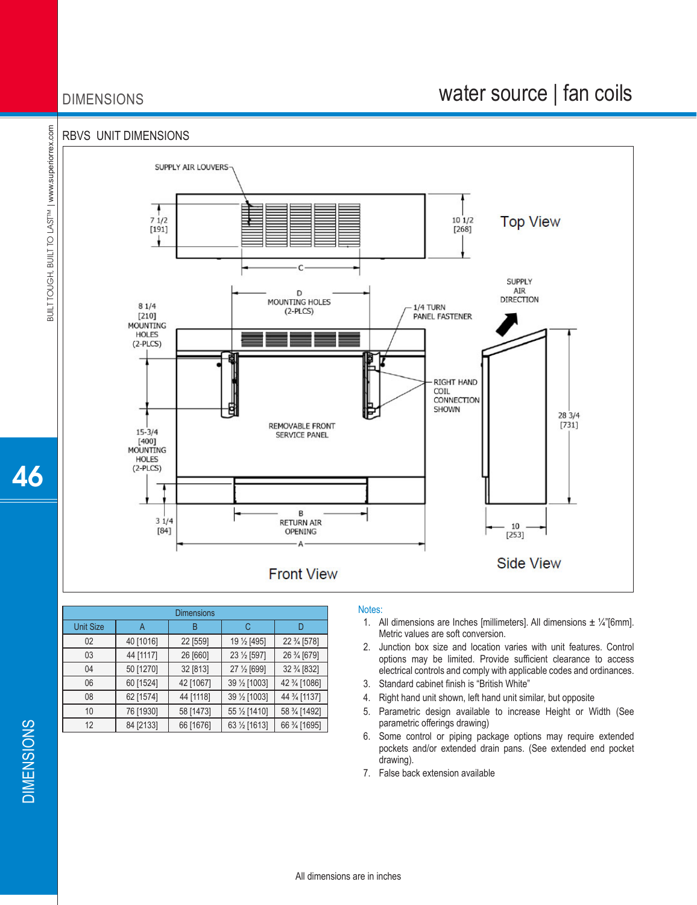## RBVS UNIT DIMENSIONS

SUPPLY AIR LOUVERS

7 1/2 [191]

10 1/2 [268]

Top View

C

D MOUNTING HOLES (2-PLCS)

8 1/4 [210] MOUNTING HOLES (2-PLCS)

1/4 TURN PANEL FASTENER

SUPPLY AIR DIRECTION

RIGHT HAND COIL CONNECTION SHOWN

REMOVABLE FRONT SERVICE PANEL

15-3/4 [400] MOUNTING HOLES (2-PLCS)

28 3/4 [731]

3 1/4 [84]

B RETURN AIR OPENING

A

10 [253]

Front View

Side View

| Dimensions | | | | |
|---|---|---|---|---|
| Unit Size | A | B | C | D |
| 02 | 40 [1016] | 22 [559] | 19 ½ [495] | 22 ¾ [578] |
| 03 | 44 [1117] | 26 [660] | 23 ½ [597] | 26 ¾ [679] |
| 04 | 50 [1270] | 32 [813] | 27 ½ [699] | 32 ¾ [832] |
| 06 | 60 [1524] | 42 [1067] | 39 ½ [1003] | 42 ¾ [1086] |
| 08 | 62 [1574] | 44 [1118] | 39 ½ [1003] | 44 ¾ [1137] |
| 10 | 76 [1930] | 58 [1473] | 55 ½ [1410] | 58 ¾ [1492] |
| 12 | 84 [2133] | 66 [1676] | 63 ½ [1613] | 66 ¾ [1695] |

Notes:

1. All dimensions are Inches [millimeters]. All dimensions ± ¼"[6mm]. Metric values are soft conversion.
2. Junction box size and location varies with unit features. Control options may be limited. Provide sufficient clearance to access electrical controls and comply with applicable codes and ordinances.
3. Standard cabinet finish is "British White"
4. Right hand unit shown, left hand unit similar, but opposite
5. Parametric design available to increase Height or Width (See parametric offerings drawing)
6. Some control or piping package options may require extended pockets and/or extended drain pans. (See extended end pocket drawing).
7. False back extension available

All dimensions are in inches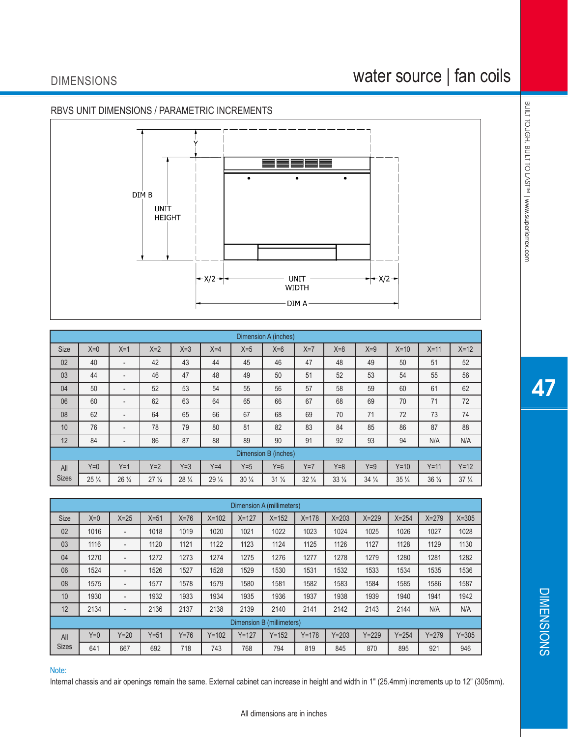## DIMENSIONS

# water source | fan coils

### RBVS UNIT DIMENSIONS / PARAMETRIC INCREMENTS

Y

DIM B

UNIT HEIGHT

X/2

UNIT WIDTH

X/2

DIM A

| Dimension A (inches) | | | | | | | | | | | | | |
|---|---|---|---|---|---|---|---|---|---|---|---|---|---|
| Size | X=0 | X=1 | X=2 | X=3 | X=4 | X=5 | X=6 | X=7 | X=8 | X=9 | X=10 | X=11 | X=12 |
| 02 | 40 | - | 42 | 43 | 44 | 45 | 46 | 47 | 48 | 49 | 50 | 51 | 52 |
| 03 | 44 | - | 46 | 47 | 48 | 49 | 50 | 51 | 52 | 53 | 54 | 55 | 56 |
| 04 | 50 | - | 52 | 53 | 54 | 55 | 56 | 57 | 58 | 59 | 60 | 61 | 62 |
| 06 | 60 | - | 62 | 63 | 64 | 65 | 66 | 67 | 68 | 69 | 70 | 71 | 72 |
| 08 | 62 | - | 64 | 65 | 66 | 67 | 68 | 69 | 70 | 71 | 72 | 73 | 74 |
| 10 | 76 | - | 78 | 79 | 80 | 81 | 82 | 83 | 84 | 85 | 86 | 87 | 88 |
| 12 | 84 | - | 86 | 87 | 88 | 89 | 90 | 91 | 92 | 93 | 94 | N/A | N/A |
| Dimension B (inches) | | | | | | | | | | | | | |
| All Sizes | Y=0 | Y=1 | Y=2 | Y=3 | Y=4 | Y=5 | Y=6 | Y=7 | Y=8 | Y=9 | Y=10 | Y=11 | Y=12 |
| | 25 ¼ | 26 ¼ | 27 ¼ | 28 ¼ | 29 ¼ | 30 ¼ | 31 ¼ | 32 ¼ | 33 ¼ | 34 ¼ | 35 ¼ | 36 ¼ | 37 ¼ |

| Dimension A (millimeters) | | | | | | | | | | | | | |
|---|---|---|---|---|---|---|---|---|---|---|---|---|---|
| Size | X=0 | X=25 | X=51 | X=76 | X=102 | X=127 | X=152 | X=178 | X=203 | X=229 | X=254 | X=279 | X=305 |
| 02 | 1016 | - | 1018 | 1019 | 1020 | 1021 | 1022 | 1023 | 1024 | 1025 | 1026 | 1027 | 1028 |
| 03 | 1116 | - | 1120 | 1121 | 1122 | 1123 | 1124 | 1125 | 1126 | 1127 | 1128 | 1129 | 1130 |
| 04 | 1270 | - | 1272 | 1273 | 1274 | 1275 | 1276 | 1277 | 1278 | 1279 | 1280 | 1281 | 1282 |
| 06 | 1524 | - | 1526 | 1527 | 1528 | 1529 | 1530 | 1531 | 1532 | 1533 | 1534 | 1535 | 1536 |
| 08 | 1575 | - | 1577 | 1578 | 1579 | 1580 | 1581 | 1582 | 1583 | 1584 | 1585 | 1586 | 1587 |
| 10 | 1930 | - | 1932 | 1933 | 1934 | 1935 | 1936 | 1937 | 1938 | 1939 | 1940 | 1941 | 1942 |
| 12 | 2134 | - | 2136 | 2137 | 2138 | 2139 | 2140 | 2141 | 2142 | 2143 | 2144 | N/A | N/A |
| Dimension B (millimeters) | | | | | | | | | | | | | |
| All Sizes | Y=0 | Y=20 | Y=51 | Y=76 | Y=102 | Y=127 | Y=152 | Y=178 | Y=203 | Y=229 | Y=254 | Y=279 | Y=305 |
| | 641 | 667 | 692 | 718 | 743 | 768 | 794 | 819 | 845 | 870 | 895 | 921 | 946 |

Note:
Internal chassis and air openings remain the same. External cabinet can increase in height and width in 1" (25.4mm) increments up to 12" (305mm).

All dimensions are in inches